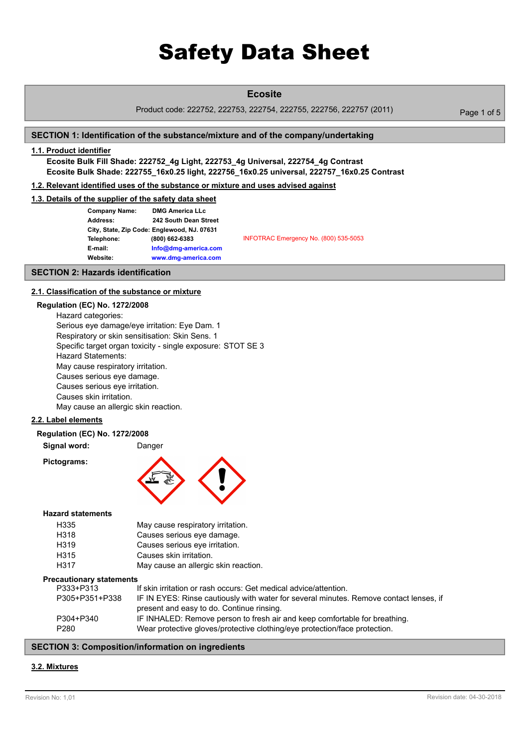# Safety Data Sheet

## Ecosite

Product code: 222752, 222753, 222754, 222755, 222756, 222757 (2011)

## SECTION 1: Identification of the substance/mixture and of the company/undertaking

### 1.1. Product identifier

**Ecosite Bulk Fill Shade: 222752_4g Light, 222753_4g Universal, 222754_4g Contrast**
**Ecosite Bulk Shade: 222755_16x0.25 light, 222756_16x0.25 universal, 222757_16x0.25 Contrast**

### 1.2. Relevant identified uses of the substance or mixture and uses advised against

### 1.3. Details of the supplier of the safety data sheet

**Company Name:** DMG America LLc
**Address:** 242 South Dean Street
**City, State, Zip Code:** Englewood, NJ. 07631
**Telephone:** (800) 662-6383
**E-mail:** Info@dmg-america.com
**Website:** www.dmg-america.com

INFOTRAC Emergency No. (800) 535-5053

## SECTION 2: Hazards identification

### 2.1. Classification of the substance or mixture

**Regulation (EC) No. 1272/2008**

Hazard categories:
Serious eye damage/eye irritation: Eye Dam. 1
Respiratory or skin sensitisation: Skin Sens. 1
Specific target organ toxicity - single exposure: STOT SE 3
Hazard Statements:
May cause respiratory irritation.
Causes serious eye damage.
Causes serious eye irritation.
Causes skin irritation.
May cause an allergic skin reaction.

### 2.2. Label elements

**Regulation (EC) No. 1272/2008**

**Signal word:** Danger

**Pictograms:**

**Hazard statements**

| | |
|---|---|
| H335 | May cause respiratory irritation. |
| H318 | Causes serious eye damage. |
| H319 | Causes serious eye irritation. |
| H315 | Causes skin irritation. |
| H317 | May cause an allergic skin reaction. |

**Precautionary statements**

| | |
|---|---|
| P333+P313 | If skin irritation or rash occurs: Get medical advice/attention. |
| P305+P351+P338 | IF IN EYES: Rinse cautiously with water for several minutes. Remove contact lenses, if present and easy to do. Continue rinsing. |
| P304+P340 | IF INHALED: Remove person to fresh air and keep comfortable for breathing. |
| P280 | Wear protective gloves/protective clothing/eye protection/face protection. |

## SECTION 3: Composition/information on ingredients

### 3.2. Mixtures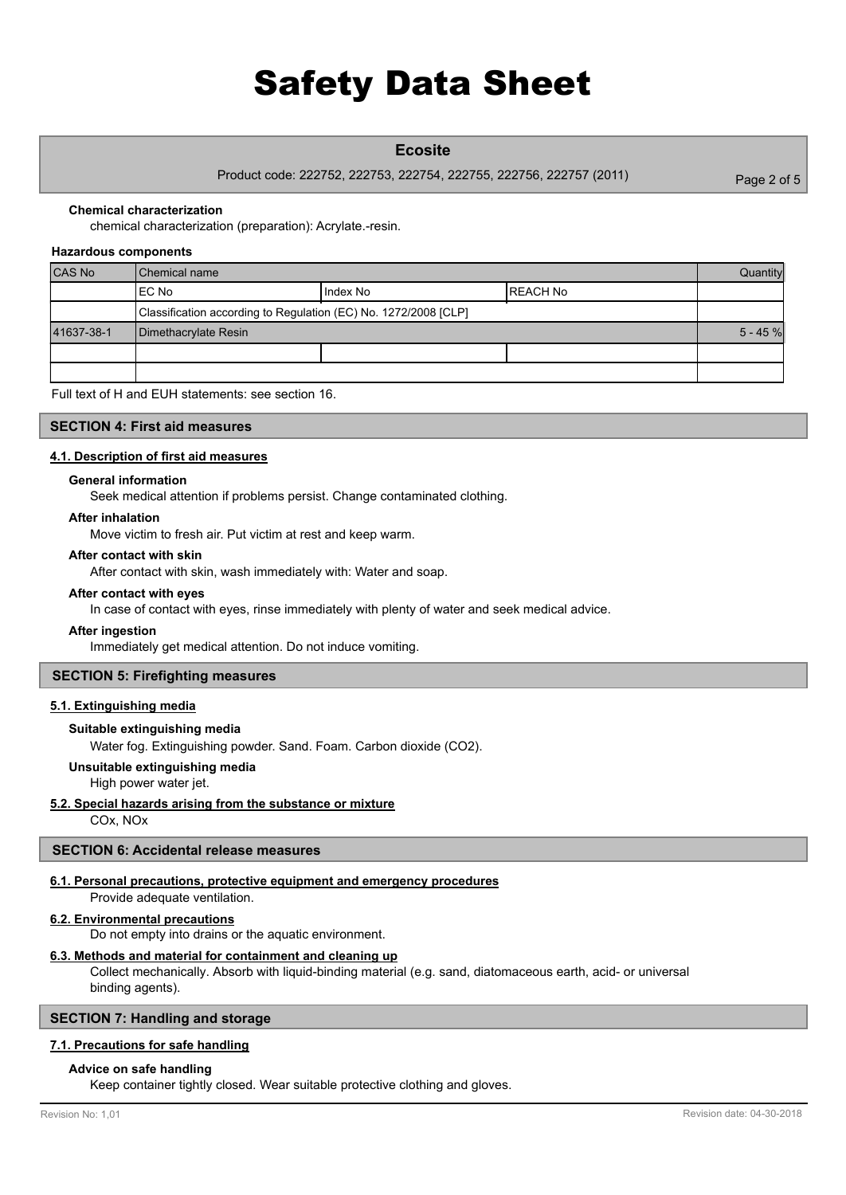**Chemical characterization**

chemical characterization (preparation): Acrylate.-resin.

**Hazardous components**

| CAS No | Chemical name | | | Quantity |
|---|---|---|---|---|
| | EC No | Index No | REACH No | |
| | Classification according to Regulation (EC) No. 1272/2008 [CLP] | | | |
| 41637-38-1 | Dimethacrylate Resin | | | 5 - 45 % |
| | | | | |
| | | | | |

Full text of H and EUH statements: see section 16.

## SECTION 4: First aid measures

### 4.1. Description of first aid measures

**General information**

Seek medical attention if problems persist. Change contaminated clothing.

**After inhalation**

Move victim to fresh air. Put victim at rest and keep warm.

**After contact with skin**

After contact with skin, wash immediately with: Water and soap.

**After contact with eyes**

In case of contact with eyes, rinse immediately with plenty of water and seek medical advice.

**After ingestion**

Immediately get medical attention. Do not induce vomiting.

## SECTION 5: Firefighting measures

### 5.1. Extinguishing media

**Suitable extinguishing media**

Water fog. Extinguishing powder. Sand. Foam. Carbon dioxide ($CO_2$).

**Unsuitable extinguishing media**

High power water jet.

### 5.2. Special hazards arising from the substance or mixture

$CO_x$, $NO_x$

## SECTION 6: Accidental release measures

### 6.1. Personal precautions, protective equipment and emergency procedures

Provide adequate ventilation.

### 6.2. Environmental precautions

Do not empty into drains or the aquatic environment.

### 6.3. Methods and material for containment and cleaning up

Collect mechanically. Absorb with liquid-binding material (e.g. sand, diatomaceous earth, acid- or universal binding agents).

## SECTION 7: Handling and storage

### 7.1. Precautions for safe handling

**Advice on safe handling**

Keep container tightly closed. Wear suitable protective clothing and gloves.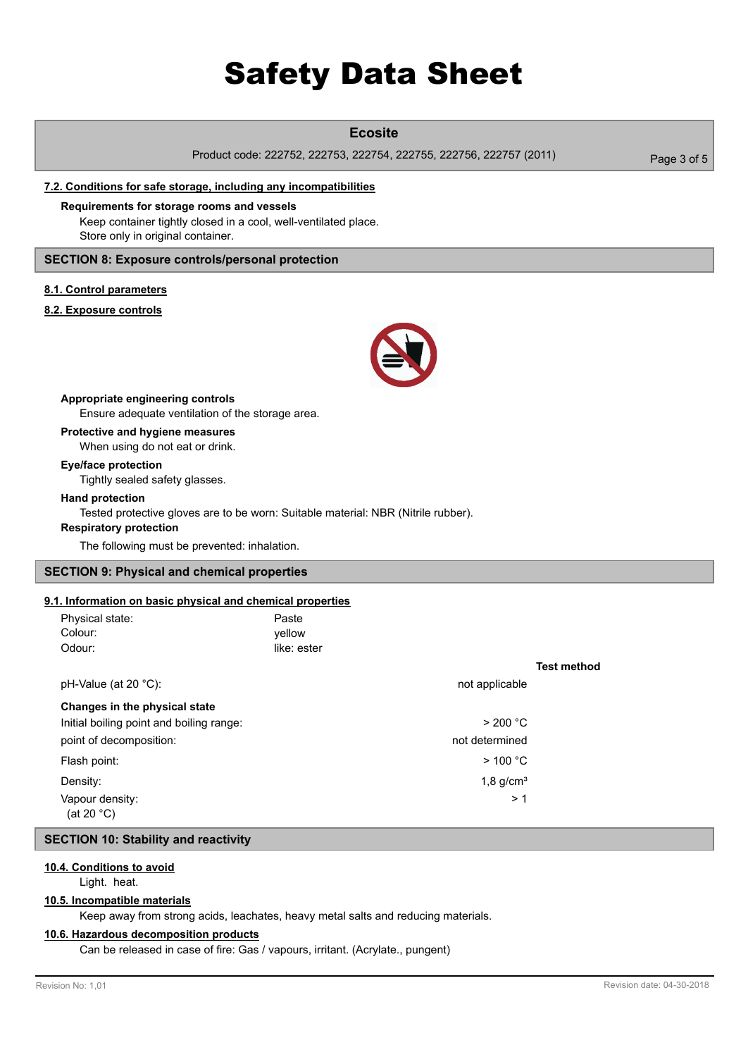### 7.2. Conditions for safe storage, including any incompatibilities

**Requirements for storage rooms and vessels**

Keep container tightly closed in a cool, well-ventilated place.
Store only in original container.

## SECTION 8: Exposure controls/personal protection

### 8.1. Control parameters

### 8.2. Exposure controls

**Appropriate engineering controls**

Ensure adequate ventilation of the storage area.

**Protective and hygiene measures**

When using do not eat or drink.

**Eye/face protection**

Tightly sealed safety glasses.

**Hand protection**

Tested protective gloves are to be worn: Suitable material: NBR (Nitrile rubber).

**Respiratory protection**

The following must be prevented: inhalation.

## SECTION 9: Physical and chemical properties

### 9.1. Information on basic physical and chemical properties

| | | |
|---|---|---|
| Physical state: | Paste | |
| Colour: | yellow | |
| Odour: | like: ester | |
| | | **Test method** |
| pH-Value (at 20 °C): | not applicable | |
| **Changes in the physical state** | | |
| Initial boiling point and boiling range: | > 200 °C | |
| point of decomposition: | not determined | |
| Flash point: | > 100 °C | |
| Density: | 1,8 g/cm³ | |
| Vapour density: (at 20 °C) | > 1 | |

## SECTION 10: Stability and reactivity

### 10.4. Conditions to avoid

Light. heat.

### 10.5. Incompatible materials

Keep away from strong acids, leachates, heavy metal salts and reducing materials.

### 10.6. Hazardous decomposition products

Can be released in case of fire: Gas / vapours, irritant. (Acrylate., pungent)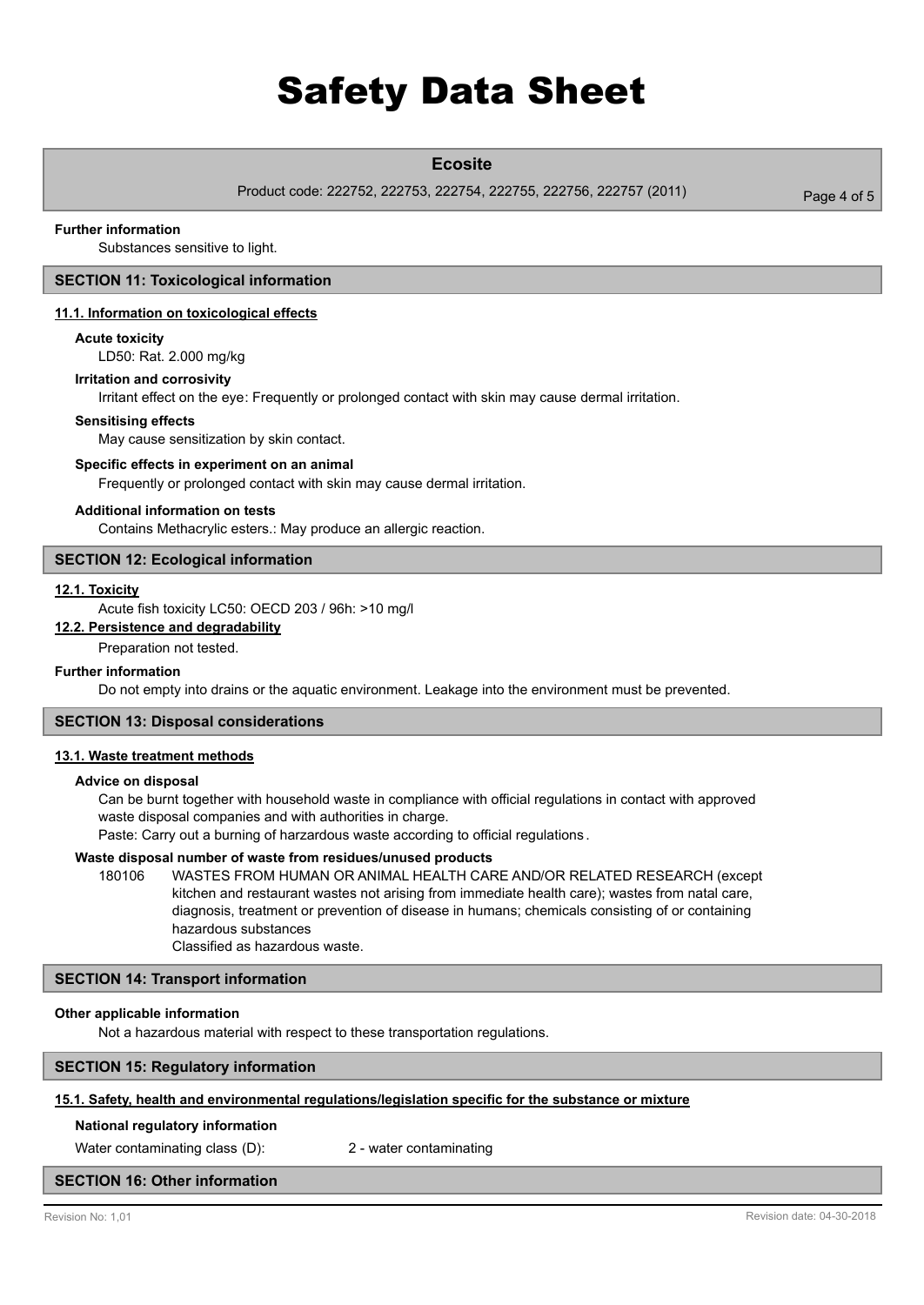**Further information**

Substances sensitive to light.

## SECTION 11: Toxicological information

### 11.1. Information on toxicological effects

**Acute toxicity**

LD50: Rat. 2.000 mg/kg

**Irritation and corrosivity**

Irritant effect on the eye: Frequently or prolonged contact with skin may cause dermal irritation.

**Sensitising effects**

May cause sensitization by skin contact.

**Specific effects in experiment on an animal**

Frequently or prolonged contact with skin may cause dermal irritation.

**Additional information on tests**

Contains Methacrylic esters.: May produce an allergic reaction.

## SECTION 12: Ecological information

### 12.1. Toxicity

Acute fish toxicity LC50: OECD 203 / 96h: >10 mg/l

### 12.2. Persistence and degradability

Preparation not tested.

**Further information**

Do not empty into drains or the aquatic environment. Leakage into the environment must be prevented.

## SECTION 13: Disposal considerations

### 13.1. Waste treatment methods

**Advice on disposal**

Can be burnt together with household waste in compliance with official regulations in contact with approved waste disposal companies and with authorities in charge.
Paste: Carry out a burning of harzardous waste according to official regulations.

**Waste disposal number of waste from residues/unused products**

180106 WASTES FROM HUMAN OR ANIMAL HEALTH CARE AND/OR RELATED RESEARCH (except kitchen and restaurant wastes not arising from immediate health care); wastes from natal care, diagnosis, treatment or prevention of disease in humans; chemicals consisting of or containing hazardous substances
Classified as hazardous waste.

## SECTION 14: Transport information

**Other applicable information**

Not a hazardous material with respect to these transportation regulations.

## SECTION 15: Regulatory information

### 15.1. Safety, health and environmental regulations/legislation specific for the substance or mixture

**National regulatory information**

Water contaminating class (D): 2 - water contaminating

## SECTION 16: Other information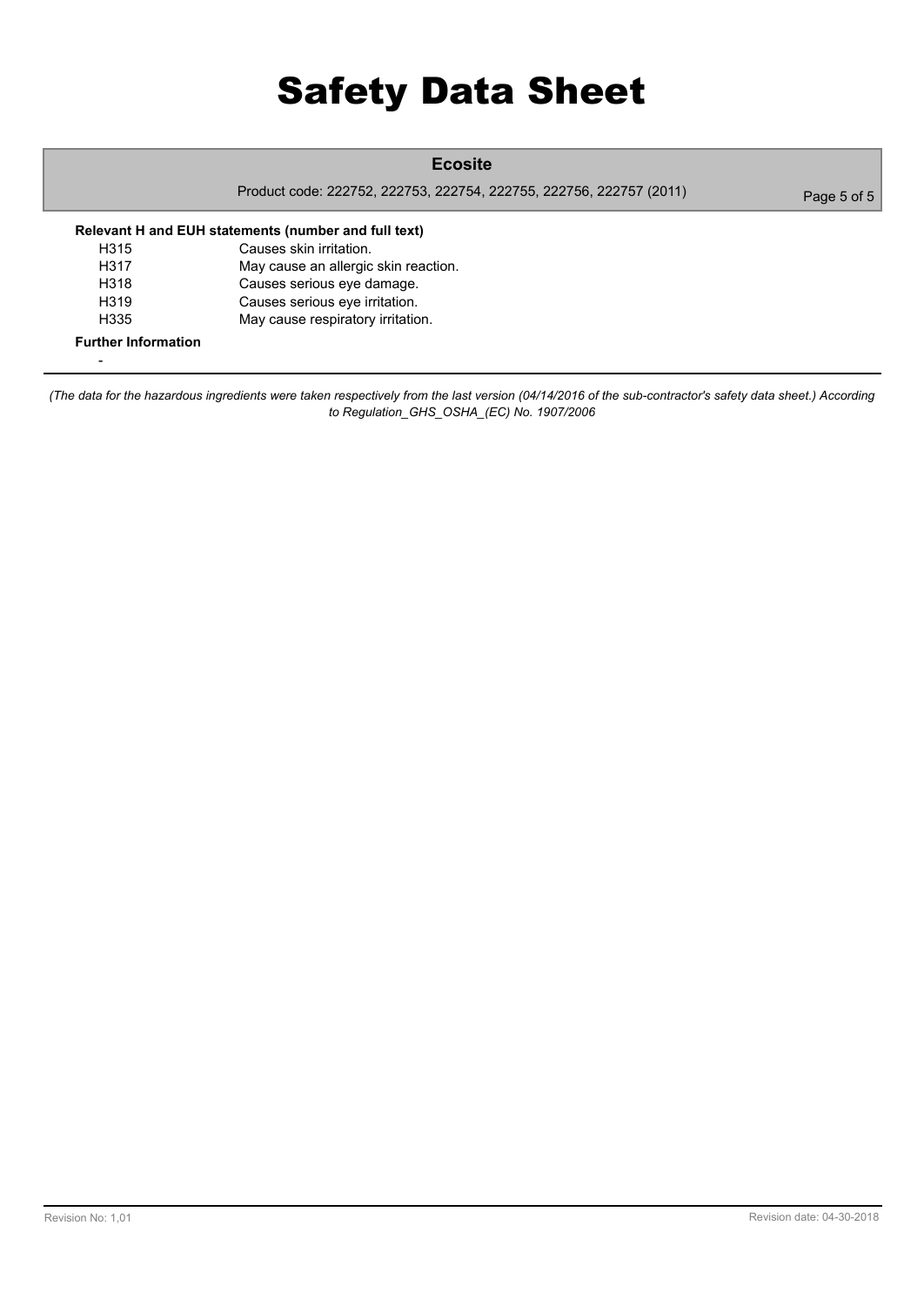**Relevant H and EUH statements (number and full text)**

| | |
|---|---|
| H315 | Causes skin irritation. |
| H317 | May cause an allergic skin reaction. |
| H318 | Causes serious eye damage. |
| H319 | Causes serious eye irritation. |
| H335 | May cause respiratory irritation. |

**Further Information**

-

---

*(The data for the hazardous ingredients were taken respectively from the last version (04/14/2016 of the sub-contractor's safety data sheet.) According to Regulation_GHS_OSHA_(EC) No. 1907/2006*